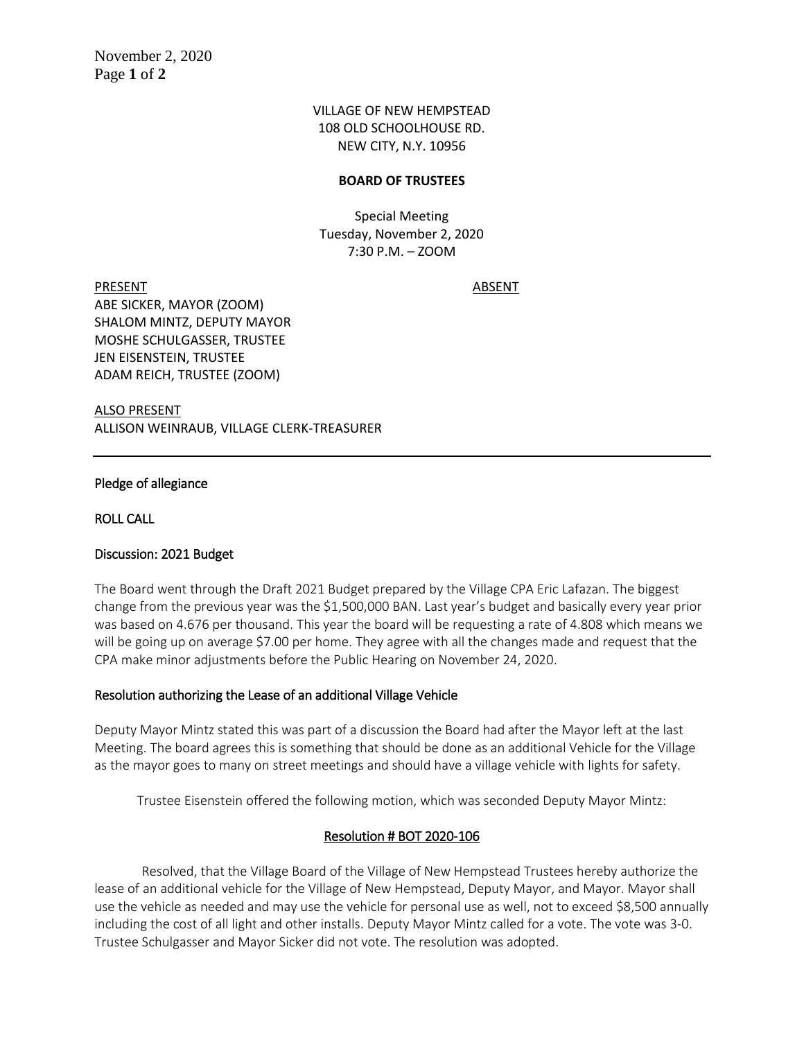VILLAGE OF NEW HEMPSTEAD
108 OLD SCHOOLHOUSE RD.
NEW CITY, N.Y. 10956

**BOARD OF TRUSTEES**

Special Meeting
Tuesday, November 2, 2020
7:30 P.M. – ZOOM

PRESENT

ABE SICKER, MAYOR (ZOOM)
SHALOM MINTZ, DEPUTY MAYOR
MOSHE SCHULGASSER, TRUSTEE
JEN EISENSTEIN, TRUSTEE
ADAM REICH, TRUSTEE (ZOOM)

ABSENT

ALSO PRESENT

ALLISON WEINRAUB, VILLAGE CLERK-TREASURER

---

Pledge of allegiance

ROLL CALL

Discussion: 2021 Budget

The Board went through the Draft 2021 Budget prepared by the Village CPA Eric Lafazan. The biggest change from the previous year was the $1,500,000 BAN. Last year's budget and basically every year prior was based on 4.676 per thousand. This year the board will be requesting a rate of 4.808 which means we will be going up on average $7.00 per home. They agree with all the changes made and request that the CPA make minor adjustments before the Public Hearing on November 24, 2020.

Resolution authorizing the Lease of an additional Village Vehicle

Deputy Mayor Mintz stated this was part of a discussion the Board had after the Mayor left at the last Meeting. The board agrees this is something that should be done as an additional Vehicle for the Village as the mayor goes to many on street meetings and should have a village vehicle with lights for safety.

Trustee Eisenstein offered the following motion, which was seconded Deputy Mayor Mintz:

Resolution # BOT 2020-106

Resolved, that the Village Board of the Village of New Hempstead Trustees hereby authorize the lease of an additional vehicle for the Village of New Hempstead, Deputy Mayor, and Mayor. Mayor shall use the vehicle as needed and may use the vehicle for personal use as well, not to exceed $8,500 annually including the cost of all light and other installs. Deputy Mayor Mintz called for a vote. The vote was 3-0. Trustee Schulgasser and Mayor Sicker did not vote. The resolution was adopted.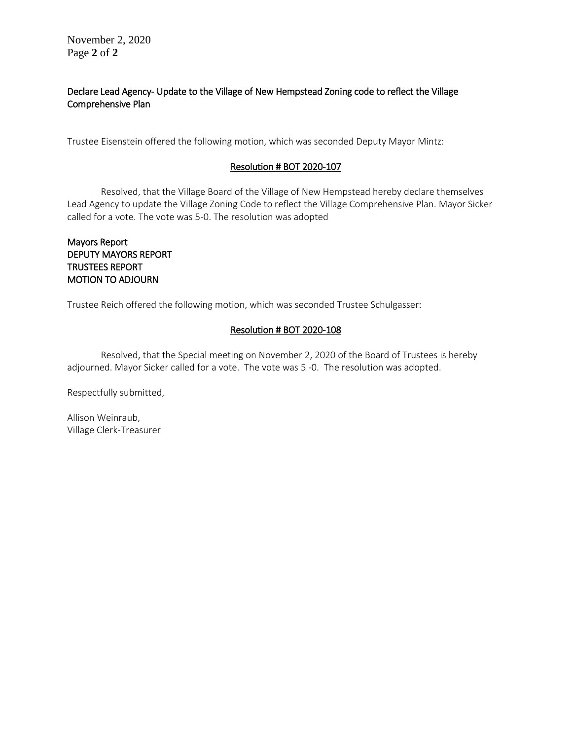### Declare Lead Agency- Update to the Village of New Hempstead Zoning code to reflect the Village Comprehensive Plan

Trustee Eisenstein offered the following motion, which was seconded Deputy Mayor Mintz:

**Resolution # BOT 2020-107**

Resolved, that the Village Board of the Village of New Hempstead hereby declare themselves Lead Agency to update the Village Zoning Code to reflect the Village Comprehensive Plan. Mayor Sicker called for a vote. The vote was 5-0. The resolution was adopted

### Mayors Report
### DEPUTY MAYORS REPORT
### TRUSTEES REPORT
### MOTION TO ADJOURN

Trustee Reich offered the following motion, which was seconded Trustee Schulgasser:

**Resolution # BOT 2020-108**

Resolved, that the Special meeting on November 2, 2020 of the Board of Trustees is hereby adjourned. Mayor Sicker called for a vote. The vote was 5 -0. The resolution was adopted.

Respectfully submitted,

Allison Weinraub,
Village Clerk-Treasurer